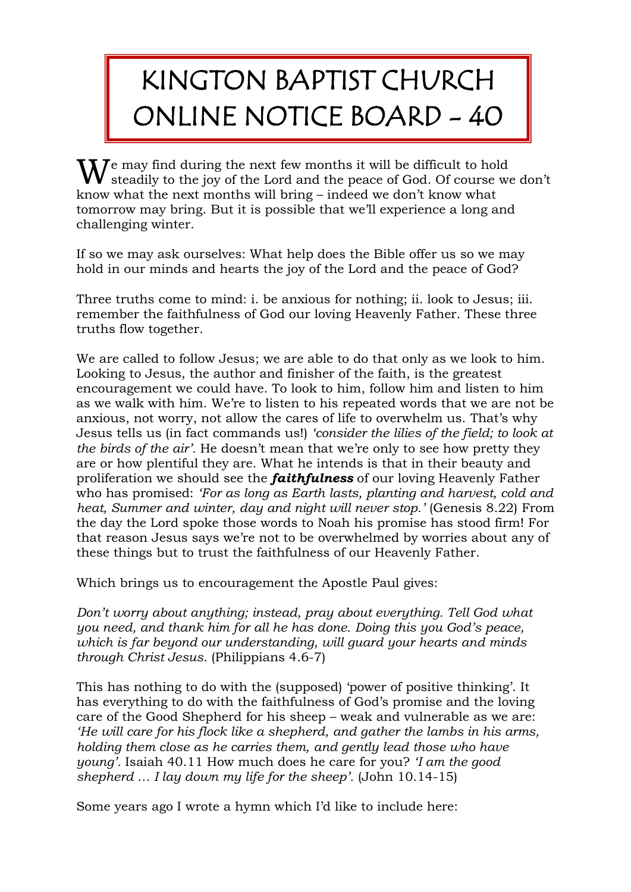# KINGTON BAPTIST CHURCH ONLINE NOTICE BOARD - 40

We may find during the next few months it will be difficult to hold steadily to the joy of the Lord and the peace of God. Of course we don't know what the next months will bring – indeed we don't know what tomorrow may bring. But it is possible that we'll experience a long and challenging winter.

If so we may ask ourselves: What help does the Bible offer us so we may hold in our minds and hearts the joy of the Lord and the peace of God?

Three truths come to mind: i. be anxious for nothing; ii. look to Jesus; iii. remember the faithfulness of God our loving Heavenly Father. These three truths flow together.

We are called to follow Jesus; we are able to do that only as we look to him. Looking to Jesus, the author and finisher of the faith, is the greatest encouragement we could have. To look to him, follow him and listen to him as we walk with him. We're to listen to his repeated words that we are not be anxious, not worry, not allow the cares of life to overwhelm us. That's why Jesus tells us (in fact commands us!) *'consider the lilies of the field; to look at the birds of the air'.* He doesn't mean that we're only to see how pretty they are or how plentiful they are. What he intends is that in their beauty and proliferation we should see the ***faithfulness*** of our loving Heavenly Father who has promised: *'For as long as Earth lasts, planting and harvest, cold and heat, Summer and winter, day and night will never stop.'* (Genesis 8.22) From the day the Lord spoke those words to Noah his promise has stood firm! For that reason Jesus says we're not to be overwhelmed by worries about any of these things but to trust the faithfulness of our Heavenly Father.

Which brings us to encouragement the Apostle Paul gives:

*Don't worry about anything; instead, pray about everything. Tell God what you need, and thank him for all he has done. Doing this you God's peace, which is far beyond our understanding, will guard your hearts and minds through Christ Jesus.* (Philippians 4.6-7)

This has nothing to do with the (supposed) 'power of positive thinking'. It has everything to do with the faithfulness of God's promise and the loving care of the Good Shepherd for his sheep – weak and vulnerable as we are: *'He will care for his flock like a shepherd, and gather the lambs in his arms, holding them close as he carries them, and gently lead those who have young'.* Isaiah 40.11 How much does he care for you? *'I am the good shepherd … I lay down my life for the sheep'.* (John 10.14-15)

Some years ago I wrote a hymn which I'd like to include here: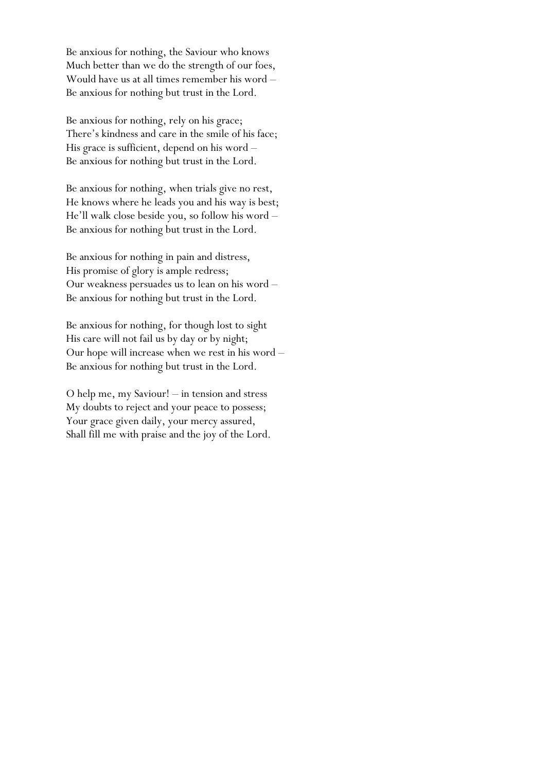Be anxious for nothing, the Saviour who knows
Much better than we do the strength of our foes,
Would have us at all times remember his word –
Be anxious for nothing but trust in the Lord.

Be anxious for nothing, rely on his grace;
There's kindness and care in the smile of his face;
His grace is sufficient, depend on his word –
Be anxious for nothing but trust in the Lord.

Be anxious for nothing, when trials give no rest,
He knows where he leads you and his way is best;
He'll walk close beside you, so follow his word –
Be anxious for nothing but trust in the Lord.

Be anxious for nothing in pain and distress,
His promise of glory is ample redress;
Our weakness persuades us to lean on his word –
Be anxious for nothing but trust in the Lord.

Be anxious for nothing, for though lost to sight
His care will not fail us by day or by night;
Our hope will increase when we rest in his word –
Be anxious for nothing but trust in the Lord.

O help me, my Saviour! – in tension and stress
My doubts to reject and your peace to possess;
Your grace given daily, your mercy assured,
Shall fill me with praise and the joy of the Lord.